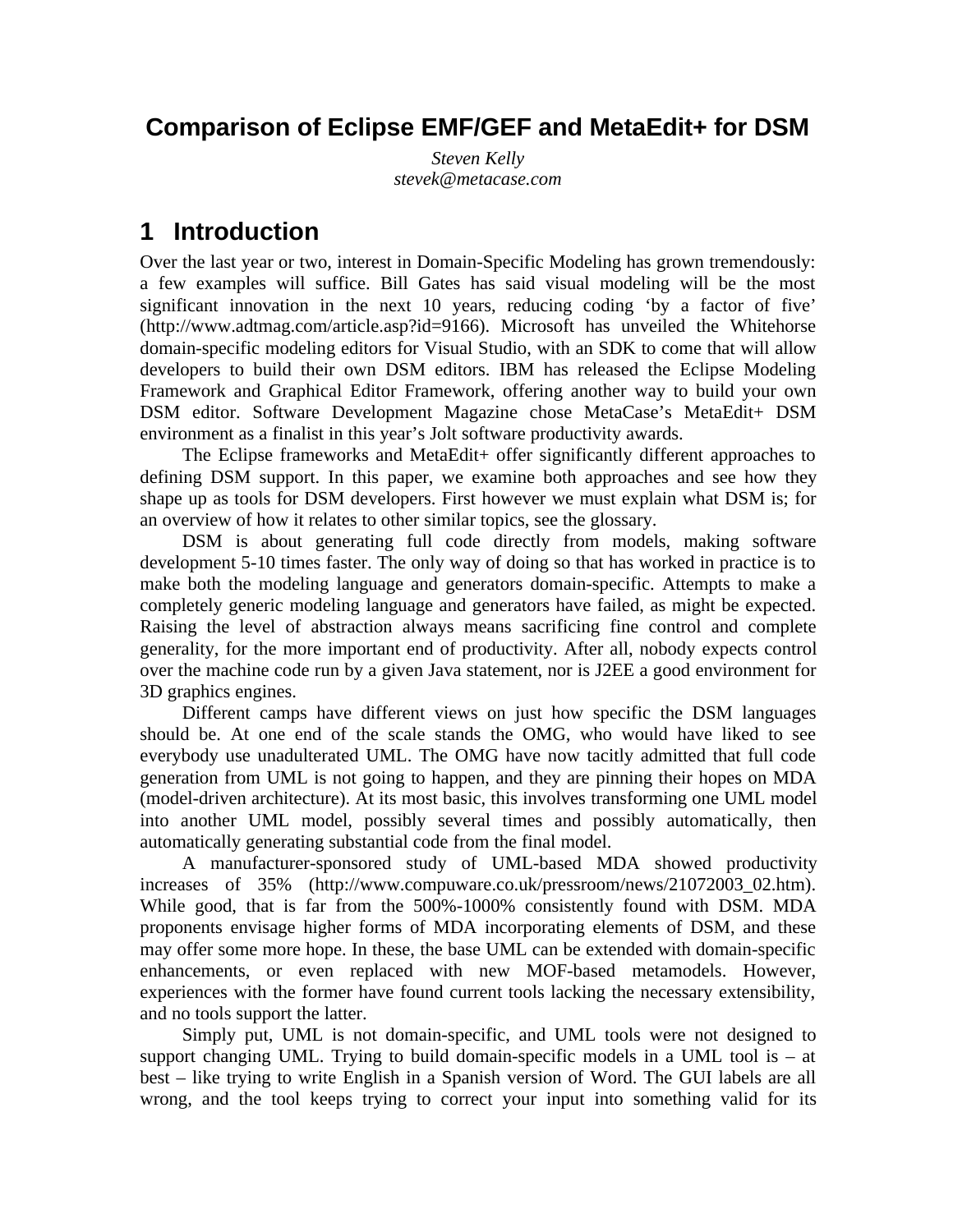# Comparison of Eclipse EMF/GEF and MetaEdit+ for DSM

*Steven Kelly*
*stevek@metacase.com*

## 1 Introduction

Over the last year or two, interest in Domain-Specific Modeling has grown tremendously: a few examples will suffice. Bill Gates has said visual modeling will be the most significant innovation in the next 10 years, reducing coding 'by a factor of five' (http://www.adtmag.com/article.asp?id=9166). Microsoft has unveiled the Whitehorse domain-specific modeling editors for Visual Studio, with an SDK to come that will allow developers to build their own DSM editors. IBM has released the Eclipse Modeling Framework and Graphical Editor Framework, offering another way to build your own DSM editor. Software Development Magazine chose MetaCase's MetaEdit+ DSM environment as a finalist in this year's Jolt software productivity awards.

The Eclipse frameworks and MetaEdit+ offer significantly different approaches to defining DSM support. In this paper, we examine both approaches and see how they shape up as tools for DSM developers. First however we must explain what DSM is; for an overview of how it relates to other similar topics, see the glossary.

DSM is about generating full code directly from models, making software development 5-10 times faster. The only way of doing so that has worked in practice is to make both the modeling language and generators domain-specific. Attempts to make a completely generic modeling language and generators have failed, as might be expected. Raising the level of abstraction always means sacrificing fine control and complete generality, for the more important end of productivity. After all, nobody expects control over the machine code run by a given Java statement, nor is J2EE a good environment for 3D graphics engines.

Different camps have different views on just how specific the DSM languages should be. At one end of the scale stands the OMG, who would have liked to see everybody use unadulterated UML. The OMG have now tacitly admitted that full code generation from UML is not going to happen, and they are pinning their hopes on MDA (model-driven architecture). At its most basic, this involves transforming one UML model into another UML model, possibly several times and possibly automatically, then automatically generating substantial code from the final model.

A manufacturer-sponsored study of UML-based MDA showed productivity increases of 35% (http://www.compuware.co.uk/pressroom/news/21072003_02.htm). While good, that is far from the 500%-1000% consistently found with DSM. MDA proponents envisage higher forms of MDA incorporating elements of DSM, and these may offer some more hope. In these, the base UML can be extended with domain-specific enhancements, or even replaced with new MOF-based metamodels. However, experiences with the former have found current tools lacking the necessary extensibility, and no tools support the latter.

Simply put, UML is not domain-specific, and UML tools were not designed to support changing UML. Trying to build domain-specific models in a UML tool is – at best – like trying to write English in a Spanish version of Word. The GUI labels are all wrong, and the tool keeps trying to correct your input into something valid for its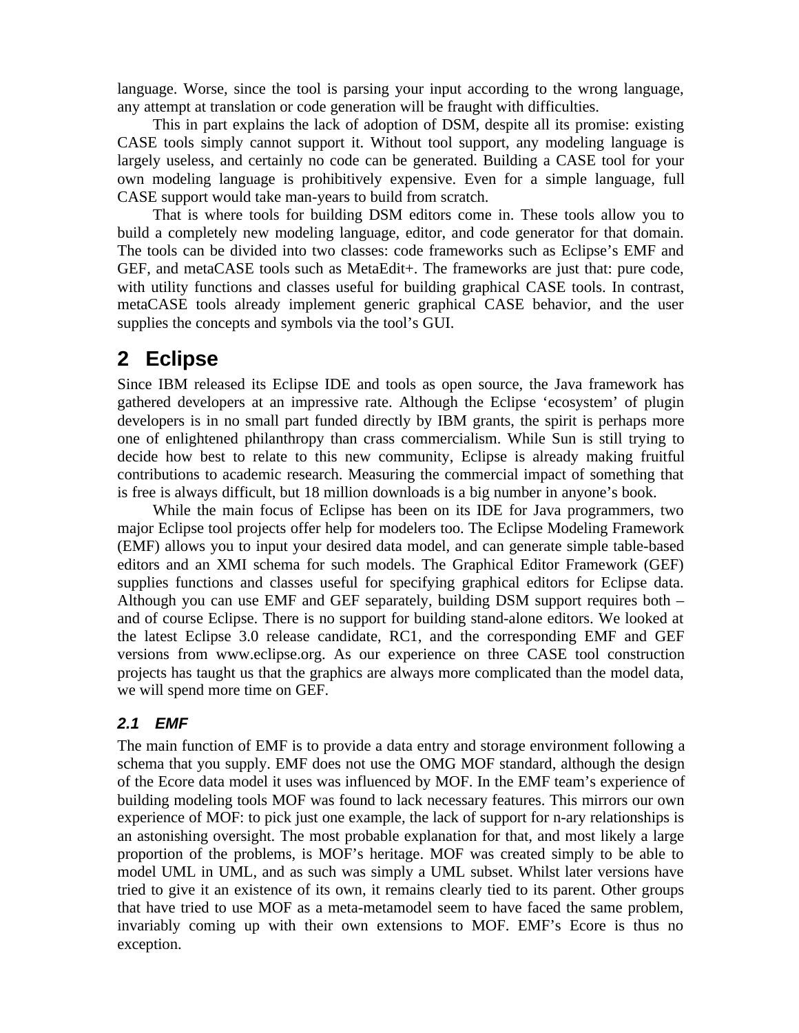language. Worse, since the tool is parsing your input according to the wrong language, any attempt at translation or code generation will be fraught with difficulties.

This in part explains the lack of adoption of DSM, despite all its promise: existing CASE tools simply cannot support it. Without tool support, any modeling language is largely useless, and certainly no code can be generated. Building a CASE tool for your own modeling language is prohibitively expensive. Even for a simple language, full CASE support would take man-years to build from scratch.

That is where tools for building DSM editors come in. These tools allow you to build a completely new modeling language, editor, and code generator for that domain. The tools can be divided into two classes: code frameworks such as Eclipse's EMF and GEF, and metaCASE tools such as MetaEdit+. The frameworks are just that: pure code, with utility functions and classes useful for building graphical CASE tools. In contrast, metaCASE tools already implement generic graphical CASE behavior, and the user supplies the concepts and symbols via the tool's GUI.

# 2 Eclipse

Since IBM released its Eclipse IDE and tools as open source, the Java framework has gathered developers at an impressive rate. Although the Eclipse 'ecosystem' of plugin developers is in no small part funded directly by IBM grants, the spirit is perhaps more one of enlightened philanthropy than crass commercialism. While Sun is still trying to decide how best to relate to this new community, Eclipse is already making fruitful contributions to academic research. Measuring the commercial impact of something that is free is always difficult, but 18 million downloads is a big number in anyone's book.

While the main focus of Eclipse has been on its IDE for Java programmers, two major Eclipse tool projects offer help for modelers too. The Eclipse Modeling Framework (EMF) allows you to input your desired data model, and can generate simple table-based editors and an XMI schema for such models. The Graphical Editor Framework (GEF) supplies functions and classes useful for specifying graphical editors for Eclipse data. Although you can use EMF and GEF separately, building DSM support requires both – and of course Eclipse. There is no support for building stand-alone editors. We looked at the latest Eclipse 3.0 release candidate, RC1, and the corresponding EMF and GEF versions from www.eclipse.org. As our experience on three CASE tool construction projects has taught us that the graphics are always more complicated than the model data, we will spend more time on GEF.

## *2.1 EMF*

The main function of EMF is to provide a data entry and storage environment following a schema that you supply. EMF does not use the OMG MOF standard, although the design of the Ecore data model it uses was influenced by MOF. In the EMF team's experience of building modeling tools MOF was found to lack necessary features. This mirrors our own experience of MOF: to pick just one example, the lack of support for n-ary relationships is an astonishing oversight. The most probable explanation for that, and most likely a large proportion of the problems, is MOF's heritage. MOF was created simply to be able to model UML in UML, and as such was simply a UML subset. Whilst later versions have tried to give it an existence of its own, it remains clearly tied to its parent. Other groups that have tried to use MOF as a meta-metamodel seem to have faced the same problem, invariably coming up with their own extensions to MOF. EMF's Ecore is thus no exception.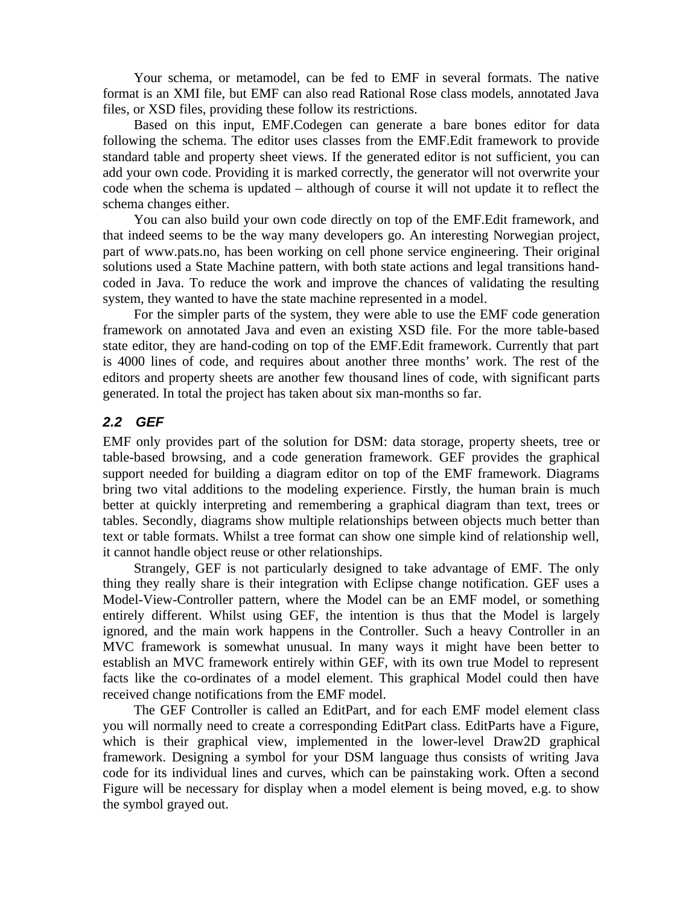Your schema, or metamodel, can be fed to EMF in several formats. The native format is an XMI file, but EMF can also read Rational Rose class models, annotated Java files, or XSD files, providing these follow its restrictions.

Based on this input, EMF.Codegen can generate a bare bones editor for data following the schema. The editor uses classes from the EMF.Edit framework to provide standard table and property sheet views. If the generated editor is not sufficient, you can add your own code. Providing it is marked correctly, the generator will not overwrite your code when the schema is updated – although of course it will not update it to reflect the schema changes either.

You can also build your own code directly on top of the EMF.Edit framework, and that indeed seems to be the way many developers go. An interesting Norwegian project, part of www.pats.no, has been working on cell phone service engineering. Their original solutions used a State Machine pattern, with both state actions and legal transitions hand-coded in Java. To reduce the work and improve the chances of validating the resulting system, they wanted to have the state machine represented in a model.

For the simpler parts of the system, they were able to use the EMF code generation framework on annotated Java and even an existing XSD file. For the more table-based state editor, they are hand-coding on top of the EMF.Edit framework. Currently that part is 4000 lines of code, and requires about another three months' work. The rest of the editors and property sheets are another few thousand lines of code, with significant parts generated. In total the project has taken about six man-months so far.

### 2.2 GEF

EMF only provides part of the solution for DSM: data storage, property sheets, tree or table-based browsing, and a code generation framework. GEF provides the graphical support needed for building a diagram editor on top of the EMF framework. Diagrams bring two vital additions to the modeling experience. Firstly, the human brain is much better at quickly interpreting and remembering a graphical diagram than text, trees or tables. Secondly, diagrams show multiple relationships between objects much better than text or table formats. Whilst a tree format can show one simple kind of relationship well, it cannot handle object reuse or other relationships.

Strangely, GEF is not particularly designed to take advantage of EMF. The only thing they really share is their integration with Eclipse change notification. GEF uses a Model-View-Controller pattern, where the Model can be an EMF model, or something entirely different. Whilst using GEF, the intention is thus that the Model is largely ignored, and the main work happens in the Controller. Such a heavy Controller in an MVC framework is somewhat unusual. In many ways it might have been better to establish an MVC framework entirely within GEF, with its own true Model to represent facts like the co-ordinates of a model element. This graphical Model could then have received change notifications from the EMF model.

The GEF Controller is called an EditPart, and for each EMF model element class you will normally need to create a corresponding EditPart class. EditParts have a Figure, which is their graphical view, implemented in the lower-level Draw2D graphical framework. Designing a symbol for your DSM language thus consists of writing Java code for its individual lines and curves, which can be painstaking work. Often a second Figure will be necessary for display when a model element is being moved, e.g. to show the symbol grayed out.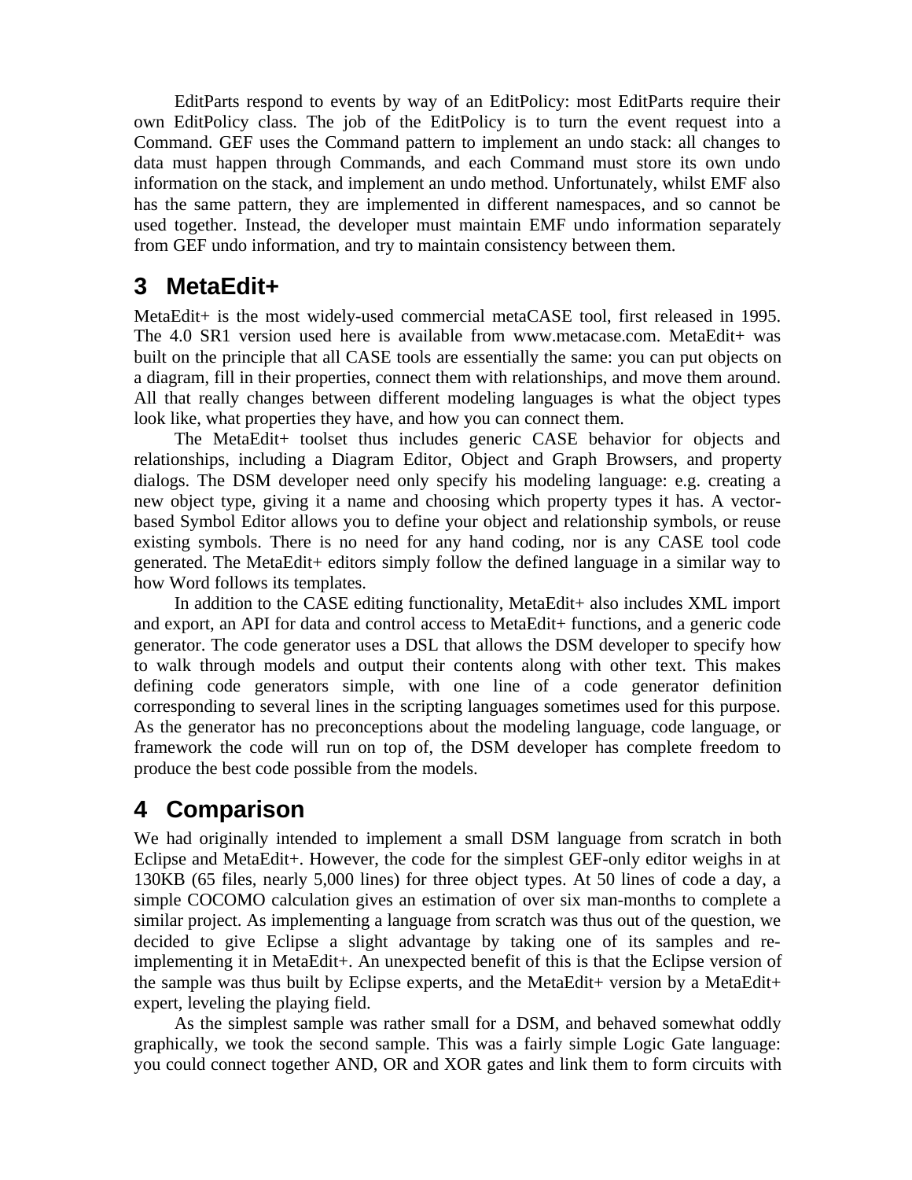EditParts respond to events by way of an EditPolicy: most EditParts require their own EditPolicy class. The job of the EditPolicy is to turn the event request into a Command. GEF uses the Command pattern to implement an undo stack: all changes to data must happen through Commands, and each Command must store its own undo information on the stack, and implement an undo method. Unfortunately, whilst EMF also has the same pattern, they are implemented in different namespaces, and so cannot be used together. Instead, the developer must maintain EMF undo information separately from GEF undo information, and try to maintain consistency between them.

# 3 MetaEdit+

MetaEdit+ is the most widely-used commercial metaCASE tool, first released in 1995. The 4.0 SR1 version used here is available from www.metacase.com. MetaEdit+ was built on the principle that all CASE tools are essentially the same: you can put objects on a diagram, fill in their properties, connect them with relationships, and move them around. All that really changes between different modeling languages is what the object types look like, what properties they have, and how you can connect them.

The MetaEdit+ toolset thus includes generic CASE behavior for objects and relationships, including a Diagram Editor, Object and Graph Browsers, and property dialogs. The DSM developer need only specify his modeling language: e.g. creating a new object type, giving it a name and choosing which property types it has. A vector-based Symbol Editor allows you to define your object and relationship symbols, or reuse existing symbols. There is no need for any hand coding, nor is any CASE tool code generated. The MetaEdit+ editors simply follow the defined language in a similar way to how Word follows its templates.

In addition to the CASE editing functionality, MetaEdit+ also includes XML import and export, an API for data and control access to MetaEdit+ functions, and a generic code generator. The code generator uses a DSL that allows the DSM developer to specify how to walk through models and output their contents along with other text. This makes defining code generators simple, with one line of a code generator definition corresponding to several lines in the scripting languages sometimes used for this purpose. As the generator has no preconceptions about the modeling language, code language, or framework the code will run on top of, the DSM developer has complete freedom to produce the best code possible from the models.

# 4 Comparison

We had originally intended to implement a small DSM language from scratch in both Eclipse and MetaEdit+. However, the code for the simplest GEF-only editor weighs in at 130KB (65 files, nearly 5,000 lines) for three object types. At 50 lines of code a day, a simple COCOMO calculation gives an estimation of over six man-months to complete a similar project. As implementing a language from scratch was thus out of the question, we decided to give Eclipse a slight advantage by taking one of its samples and re-implementing it in MetaEdit+. An unexpected benefit of this is that the Eclipse version of the sample was thus built by Eclipse experts, and the MetaEdit+ version by a MetaEdit+ expert, leveling the playing field.

As the simplest sample was rather small for a DSM, and behaved somewhat oddly graphically, we took the second sample. This was a fairly simple Logic Gate language: you could connect together AND, OR and XOR gates and link them to form circuits with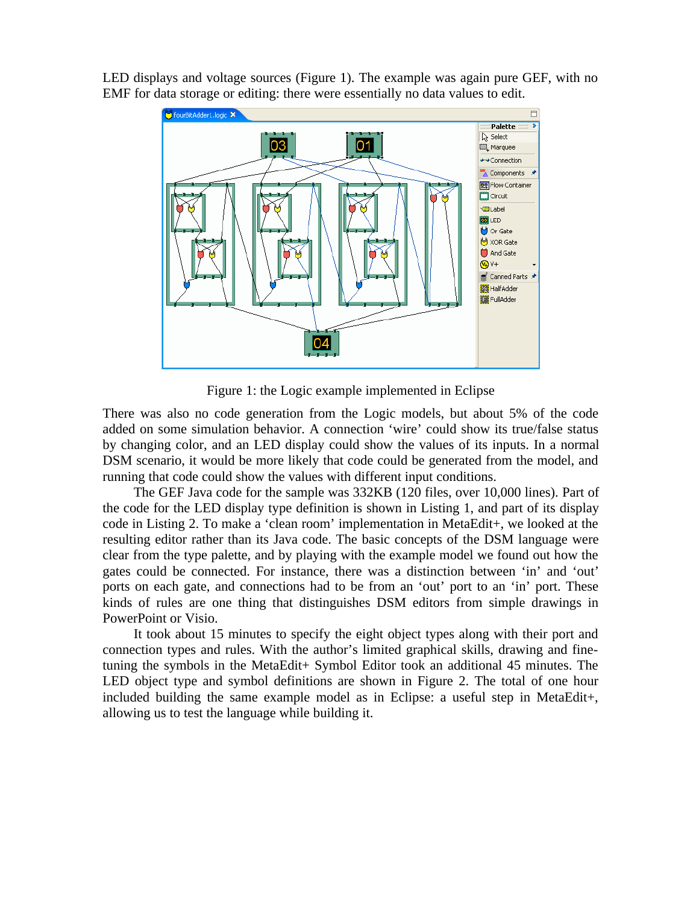LED displays and voltage sources (Figure 1). The example was again pure GEF, with no EMF for data storage or editing: there were essentially no data values to edit.

Figure 1: the Logic example implemented in Eclipse

There was also no code generation from the Logic models, but about 5% of the code added on some simulation behavior. A connection 'wire' could show its true/false status by changing color, and an LED display could show the values of its inputs. In a normal DSM scenario, it would be more likely that code could be generated from the model, and running that code could show the values with different input conditions.

The GEF Java code for the sample was 332KB (120 files, over 10,000 lines). Part of the code for the LED display type definition is shown in Listing 1, and part of its display code in Listing 2. To make a 'clean room' implementation in MetaEdit+, we looked at the resulting editor rather than its Java code. The basic concepts of the DSM language were clear from the type palette, and by playing with the example model we found out how the gates could be connected. For instance, there was a distinction between 'in' and 'out' ports on each gate, and connections had to be from an 'out' port to an 'in' port. These kinds of rules are one thing that distinguishes DSM editors from simple drawings in PowerPoint or Visio.

It took about 15 minutes to specify the eight object types along with their port and connection types and rules. With the author's limited graphical skills, drawing and fine-tuning the symbols in the MetaEdit+ Symbol Editor took an additional 45 minutes. The LED object type and symbol definitions are shown in Figure 2. The total of one hour included building the same example model as in Eclipse: a useful step in MetaEdit+, allowing us to test the language while building it.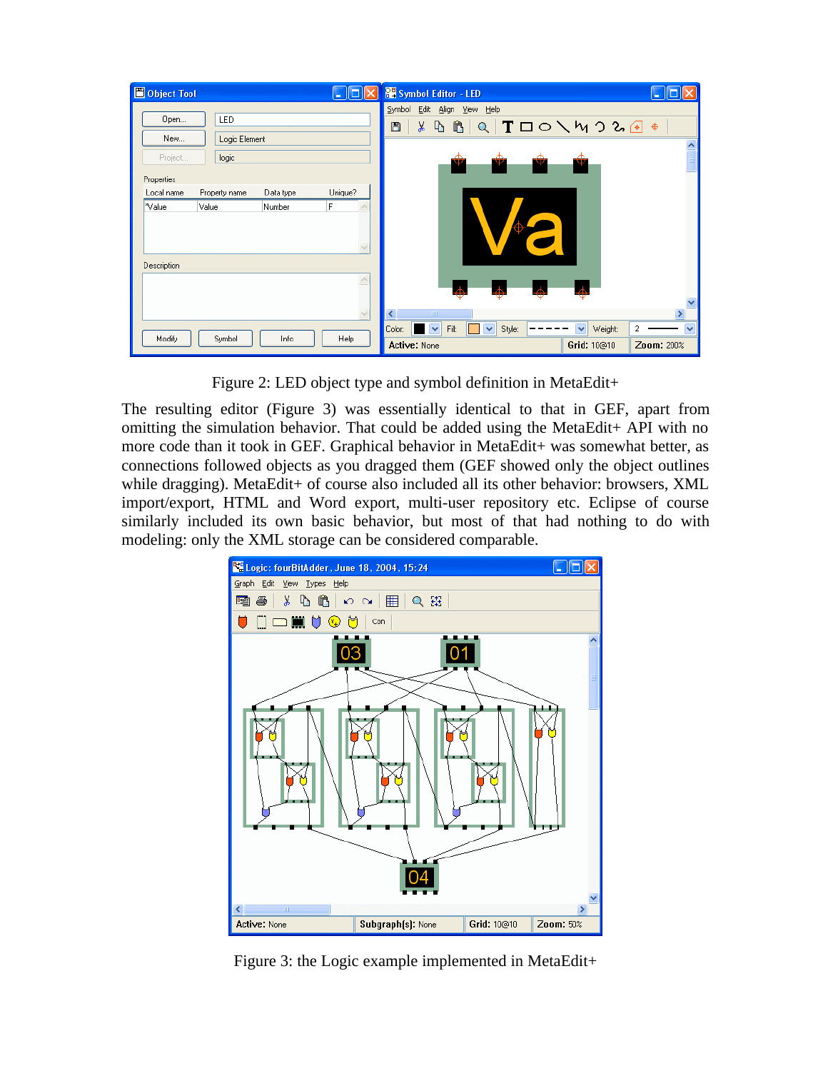Figure 2: LED object type and symbol definition in MetaEdit+

The resulting editor (Figure 3) was essentially identical to that in GEF, apart from omitting the simulation behavior. That could be added using the MetaEdit+ API with no more code than it took in GEF. Graphical behavior in MetaEdit+ was somewhat better, as connections followed objects as you dragged them (GEF showed only the object outlines while dragging). MetaEdit+ of course also included all its other behavior: browsers, XML import/export, HTML and Word export, multi-user repository etc. Eclipse of course similarly included its own basic behavior, but most of that had nothing to do with modeling: only the XML storage can be considered comparable.

Figure 3: the Logic example implemented in MetaEdit+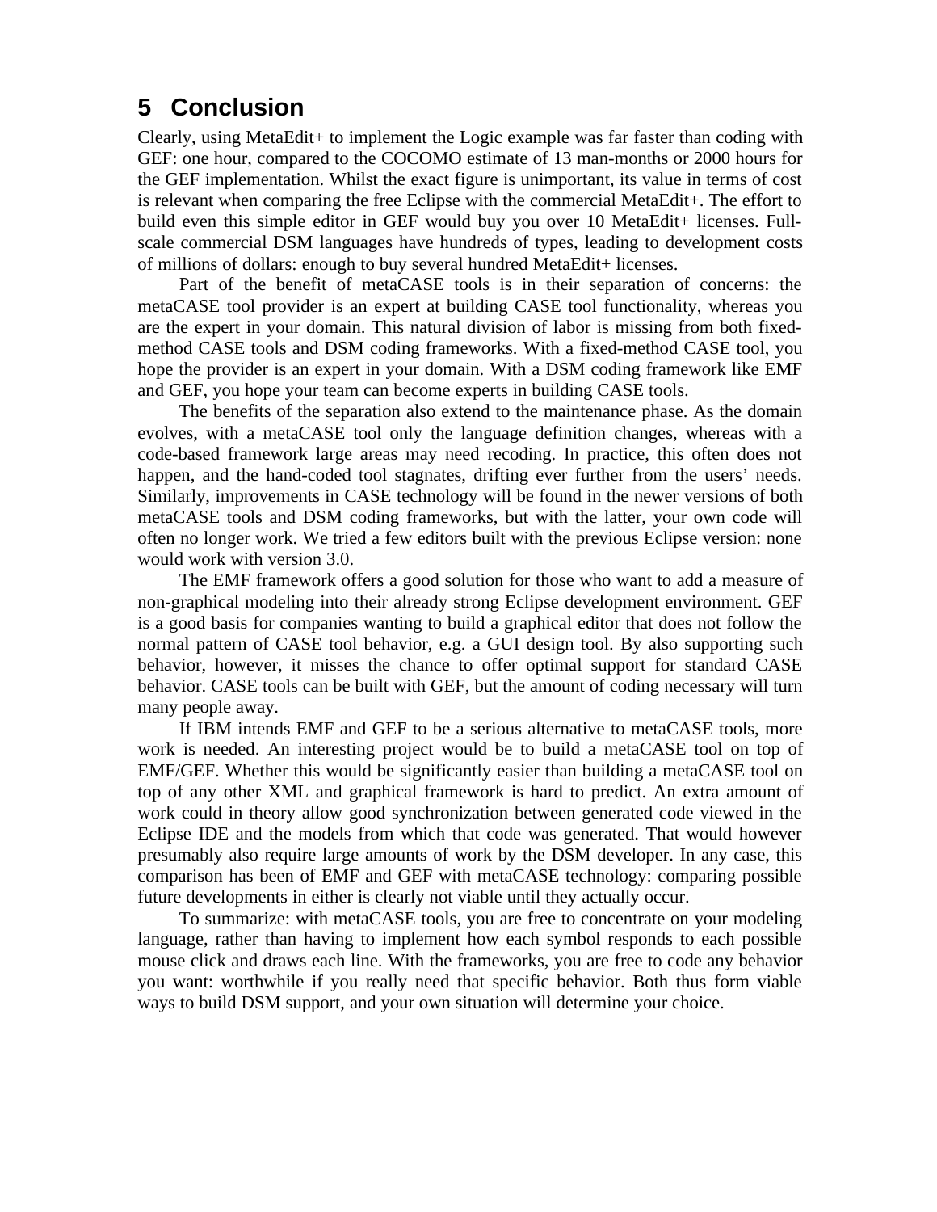# 5 Conclusion

Clearly, using MetaEdit+ to implement the Logic example was far faster than coding with GEF: one hour, compared to the COCOMO estimate of 13 man-months or 2000 hours for the GEF implementation. Whilst the exact figure is unimportant, its value in terms of cost is relevant when comparing the free Eclipse with the commercial MetaEdit+. The effort to build even this simple editor in GEF would buy you over 10 MetaEdit+ licenses. Full-scale commercial DSM languages have hundreds of types, leading to development costs of millions of dollars: enough to buy several hundred MetaEdit+ licenses.

Part of the benefit of metaCASE tools is in their separation of concerns: the metaCASE tool provider is an expert at building CASE tool functionality, whereas you are the expert in your domain. This natural division of labor is missing from both fixed-method CASE tools and DSM coding frameworks. With a fixed-method CASE tool, you hope the provider is an expert in your domain. With a DSM coding framework like EMF and GEF, you hope your team can become experts in building CASE tools.

The benefits of the separation also extend to the maintenance phase. As the domain evolves, with a metaCASE tool only the language definition changes, whereas with a code-based framework large areas may need recoding. In practice, this often does not happen, and the hand-coded tool stagnates, drifting ever further from the users' needs. Similarly, improvements in CASE technology will be found in the newer versions of both metaCASE tools and DSM coding frameworks, but with the latter, your own code will often no longer work. We tried a few editors built with the previous Eclipse version: none would work with version 3.0.

The EMF framework offers a good solution for those who want to add a measure of non-graphical modeling into their already strong Eclipse development environment. GEF is a good basis for companies wanting to build a graphical editor that does not follow the normal pattern of CASE tool behavior, e.g. a GUI design tool. By also supporting such behavior, however, it misses the chance to offer optimal support for standard CASE behavior. CASE tools can be built with GEF, but the amount of coding necessary will turn many people away.

If IBM intends EMF and GEF to be a serious alternative to metaCASE tools, more work is needed. An interesting project would be to build a metaCASE tool on top of EMF/GEF. Whether this would be significantly easier than building a metaCASE tool on top of any other XML and graphical framework is hard to predict. An extra amount of work could in theory allow good synchronization between generated code viewed in the Eclipse IDE and the models from which that code was generated. That would however presumably also require large amounts of work by the DSM developer. In any case, this comparison has been of EMF and GEF with metaCASE technology: comparing possible future developments in either is clearly not viable until they actually occur.

To summarize: with metaCASE tools, you are free to concentrate on your modeling language, rather than having to implement how each symbol responds to each possible mouse click and draws each line. With the frameworks, you are free to code any behavior you want: worthwhile if you really need that specific behavior. Both thus form viable ways to build DSM support, and your own situation will determine your choice.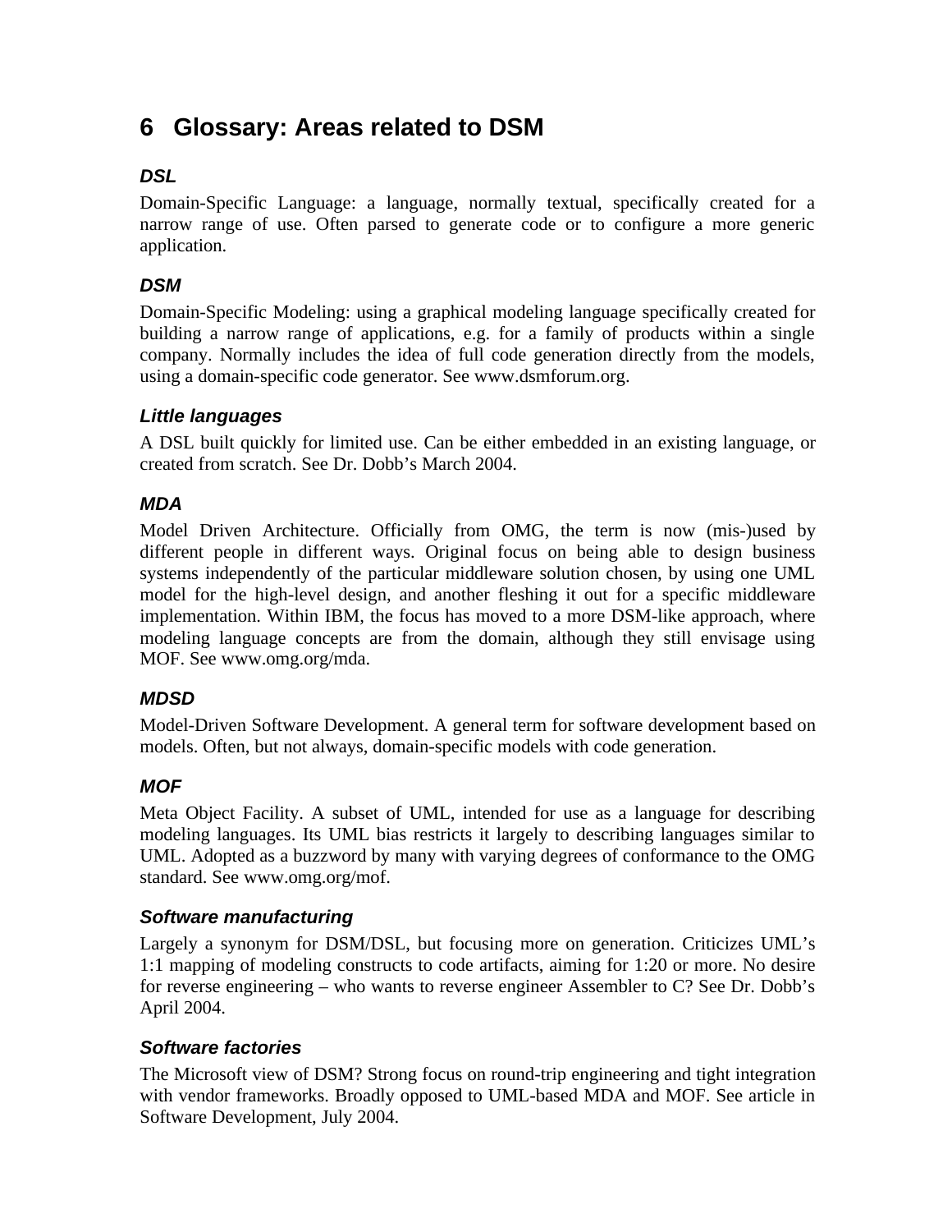# 6 Glossary: Areas related to DSM

### *DSL*

Domain-Specific Language: a language, normally textual, specifically created for a narrow range of use. Often parsed to generate code or to configure a more generic application.

### *DSM*

Domain-Specific Modeling: using a graphical modeling language specifically created for building a narrow range of applications, e.g. for a family of products within a single company. Normally includes the idea of full code generation directly from the models, using a domain-specific code generator. See www.dsmforum.org.

### *Little languages*

A DSL built quickly for limited use. Can be either embedded in an existing language, or created from scratch. See Dr. Dobb's March 2004.

### *MDA*

Model Driven Architecture. Officially from OMG, the term is now (mis-)used by different people in different ways. Original focus on being able to design business systems independently of the particular middleware solution chosen, by using one UML model for the high-level design, and another fleshing it out for a specific middleware implementation. Within IBM, the focus has moved to a more DSM-like approach, where modeling language concepts are from the domain, although they still envisage using MOF. See www.omg.org/mda.

### *MDSD*

Model-Driven Software Development. A general term for software development based on models. Often, but not always, domain-specific models with code generation.

### *MOF*

Meta Object Facility. A subset of UML, intended for use as a language for describing modeling languages. Its UML bias restricts it largely to describing languages similar to UML. Adopted as a buzzword by many with varying degrees of conformance to the OMG standard. See www.omg.org/mof.

### *Software manufacturing*

Largely a synonym for DSM/DSL, but focusing more on generation. Criticizes UML's 1:1 mapping of modeling constructs to code artifacts, aiming for 1:20 or more. No desire for reverse engineering – who wants to reverse engineer Assembler to C? See Dr. Dobb's April 2004.

### *Software factories*

The Microsoft view of DSM? Strong focus on round-trip engineering and tight integration with vendor frameworks. Broadly opposed to UML-based MDA and MOF. See article in Software Development, July 2004.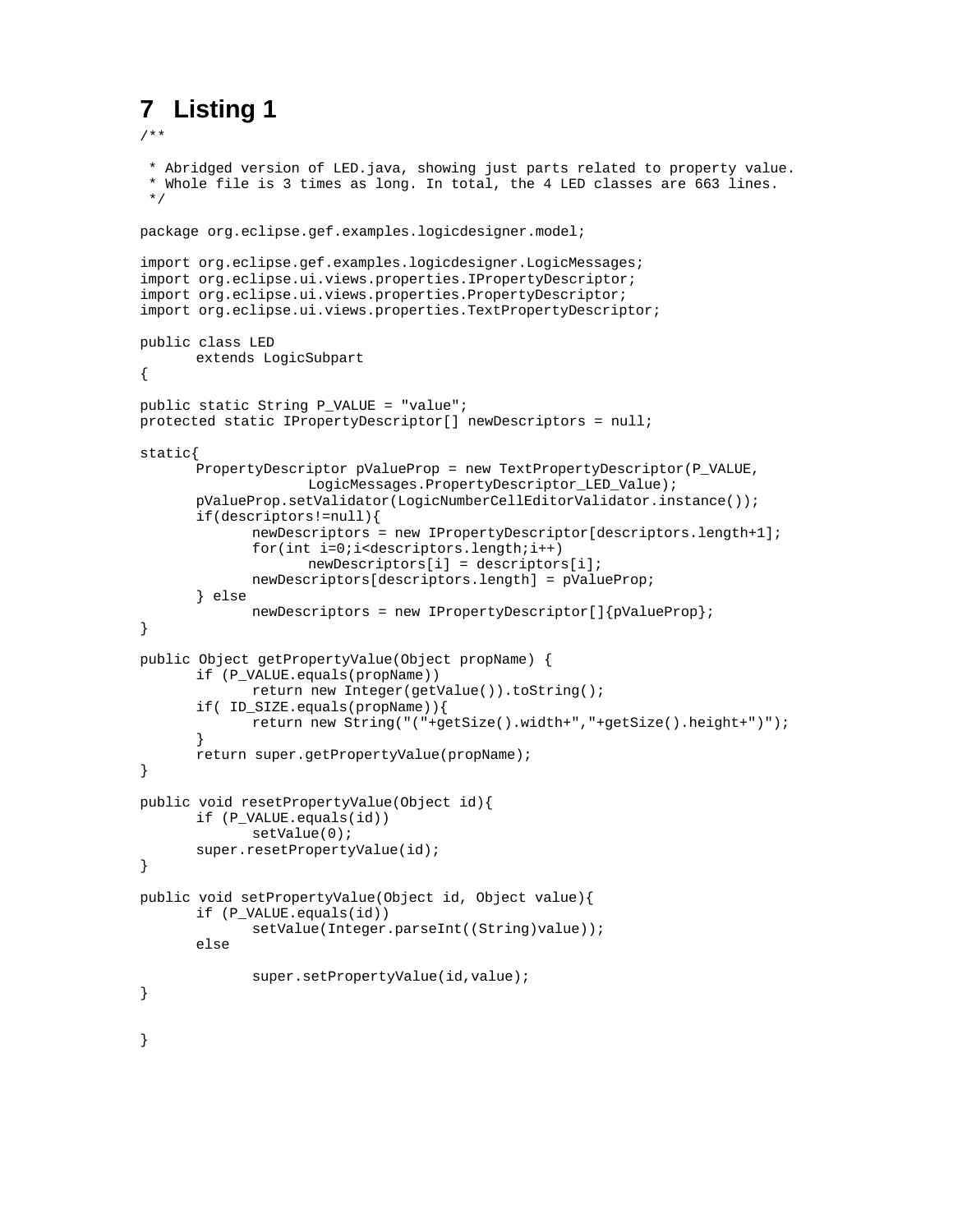# 7 Listing 1

```
/**

 * Abridged version of LED.java, showing just parts related to property value.
 * Whole file is 3 times as long. In total, the 4 LED classes are 663 lines.
 */

package org.eclipse.gef.examples.logicdesigner.model;

import org.eclipse.gef.examples.logicdesigner.LogicMessages;
import org.eclipse.ui.views.properties.IPropertyDescriptor;
import org.eclipse.ui.views.properties.PropertyDescriptor;
import org.eclipse.ui.views.properties.TextPropertyDescriptor;

public class LED
	extends LogicSubpart
{

public static String P_VALUE = "value";
protected static IPropertyDescriptor[] newDescriptors = null;

static{
	PropertyDescriptor pValueProp = new TextPropertyDescriptor(P_VALUE,
			LogicMessages.PropertyDescriptor_LED_Value);
	pValueProp.setValidator(LogicNumberCellEditorValidator.instance());
	if(descriptors!=null){
		newDescriptors = new IPropertyDescriptor[descriptors.length+1];
		for(int i=0;i<descriptors.length;i++)
			newDescriptors[i] = descriptors[i];
		newDescriptors[descriptors.length] = pValueProp;
	} else
		newDescriptors = new IPropertyDescriptor[]{pValueProp};
}

public Object getPropertyValue(Object propName) {
	if (P_VALUE.equals(propName))
		return new Integer(getValue()).toString();
	if( ID_SIZE.equals(propName)){
		return new String("("+getSize().width+","+getSize().height+")");
	}
	return super.getPropertyValue(propName);
}

public void resetPropertyValue(Object id){
	if (P_VALUE.equals(id))
		setValue(0);
	super.resetPropertyValue(id);
}

public void setPropertyValue(Object id, Object value){
	if (P_VALUE.equals(id))
		setValue(Integer.parseInt((String)value));
	else

		super.setPropertyValue(id,value);
}


}
```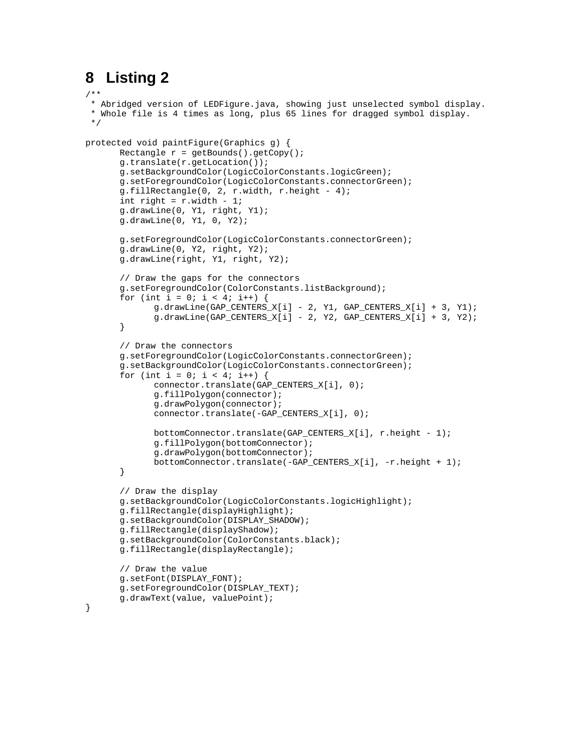# 8 Listing 2

```
/**
 * Abridged version of LEDFigure.java, showing just unselected symbol display.
 * Whole file is 4 times as long, plus 65 lines for dragged symbol display.
 */

protected void paintFigure(Graphics g) {
      Rectangle r = getBounds().getCopy();
      g.translate(r.getLocation());
      g.setBackgroundColor(LogicColorConstants.logicGreen);
      g.setForegroundColor(LogicColorConstants.connectorGreen);
      g.fillRectangle(0, 2, r.width, r.height - 4);
      int right = r.width - 1;
      g.drawLine(0, Y1, right, Y1);
      g.drawLine(0, Y1, 0, Y2);

      g.setForegroundColor(LogicColorConstants.connectorGreen);
      g.drawLine(0, Y2, right, Y2);
      g.drawLine(right, Y1, right, Y2);

      // Draw the gaps for the connectors
      g.setForegroundColor(ColorConstants.listBackground);
      for (int i = 0; i < 4; i++) {
            g.drawLine(GAP_CENTERS_X[i] - 2, Y1, GAP_CENTERS_X[i] + 3, Y1);
            g.drawLine(GAP_CENTERS_X[i] - 2, Y2, GAP_CENTERS_X[i] + 3, Y2);
      }

      // Draw the connectors
      g.setForegroundColor(LogicColorConstants.connectorGreen);
      g.setBackgroundColor(LogicColorConstants.connectorGreen);
      for (int i = 0; i < 4; i++) {
            connector.translate(GAP_CENTERS_X[i], 0);
            g.fillPolygon(connector);
            g.drawPolygon(connector);
            connector.translate(-GAP_CENTERS_X[i], 0);

            bottomConnector.translate(GAP_CENTERS_X[i], r.height - 1);
            g.fillPolygon(bottomConnector);
            g.drawPolygon(bottomConnector);
            bottomConnector.translate(-GAP_CENTERS_X[i], -r.height + 1);
      }

      // Draw the display
      g.setBackgroundColor(LogicColorConstants.logicHighlight);
      g.fillRectangle(displayHighlight);
      g.setBackgroundColor(DISPLAY_SHADOW);
      g.fillRectangle(displayShadow);
      g.setBackgroundColor(ColorConstants.black);
      g.fillRectangle(displayRectangle);

      // Draw the value
      g.setFont(DISPLAY_FONT);
      g.setForegroundColor(DISPLAY_TEXT);
      g.drawText(value, valuePoint);
}
```